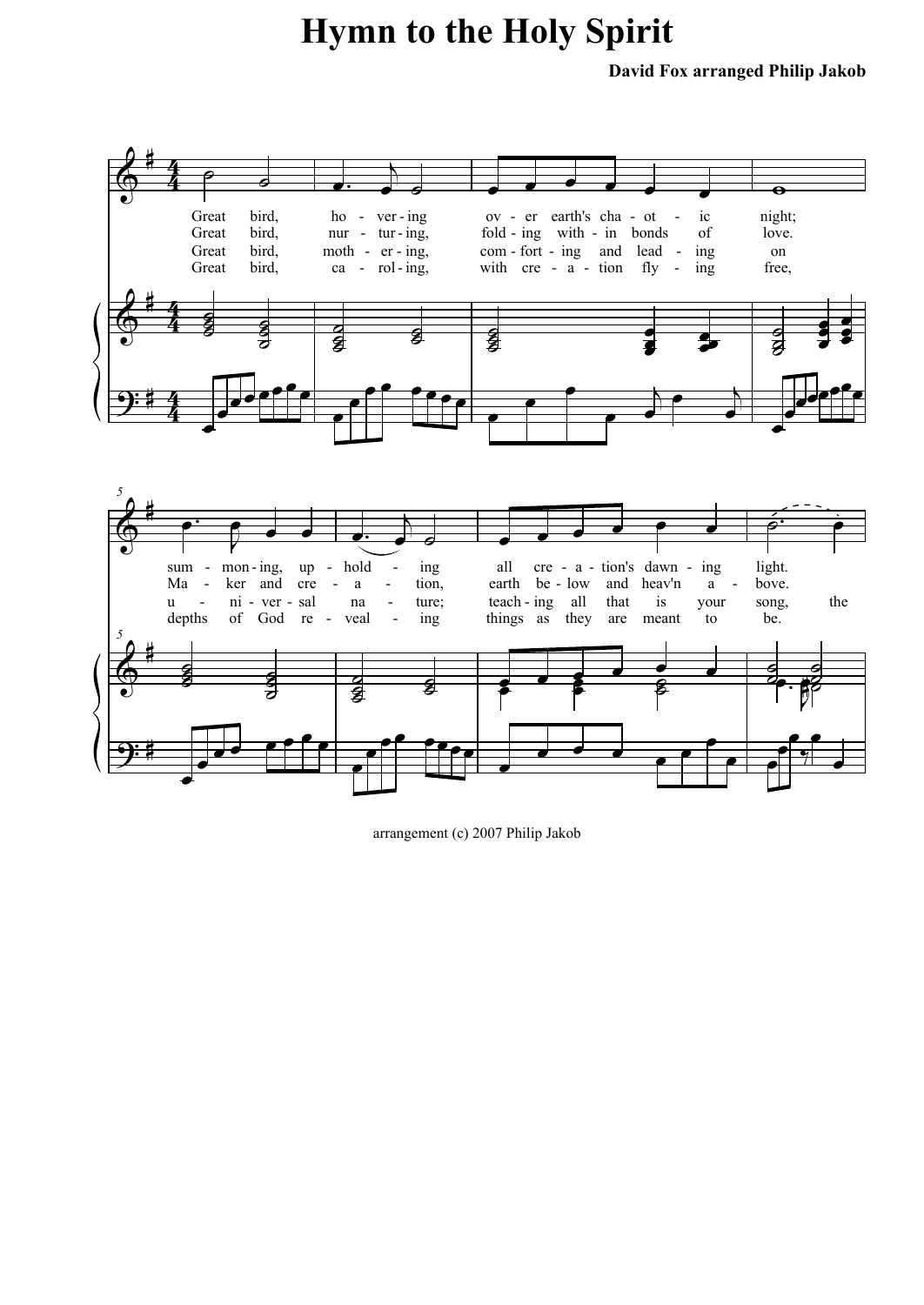# Hymn to the Holy Spirit

**David Fox arranged Philip Jakob**

Great bird, ho - ver - ing ov - er earth's cha - ot - ic night;
Great bird, nur - tur - ing, fold - ing with - in bonds of love.
Great bird, moth - er - ing, com - fort - ing and lead - ing on
Great bird, ca - rol - ing, with cre - a - tion fly - ing free,

sum - mon - ing, up - hold - ing all cre - a - tion's dawn - ing light.
Ma - ker and cre - a - tion, earth be - low and heav'n a - bove.
u - ni - ver - sal na - ture; teach - ing all that is your song, the
depths of God re - veal - ing things as they are meant to be.

arrangement (c) 2007 Philip Jakob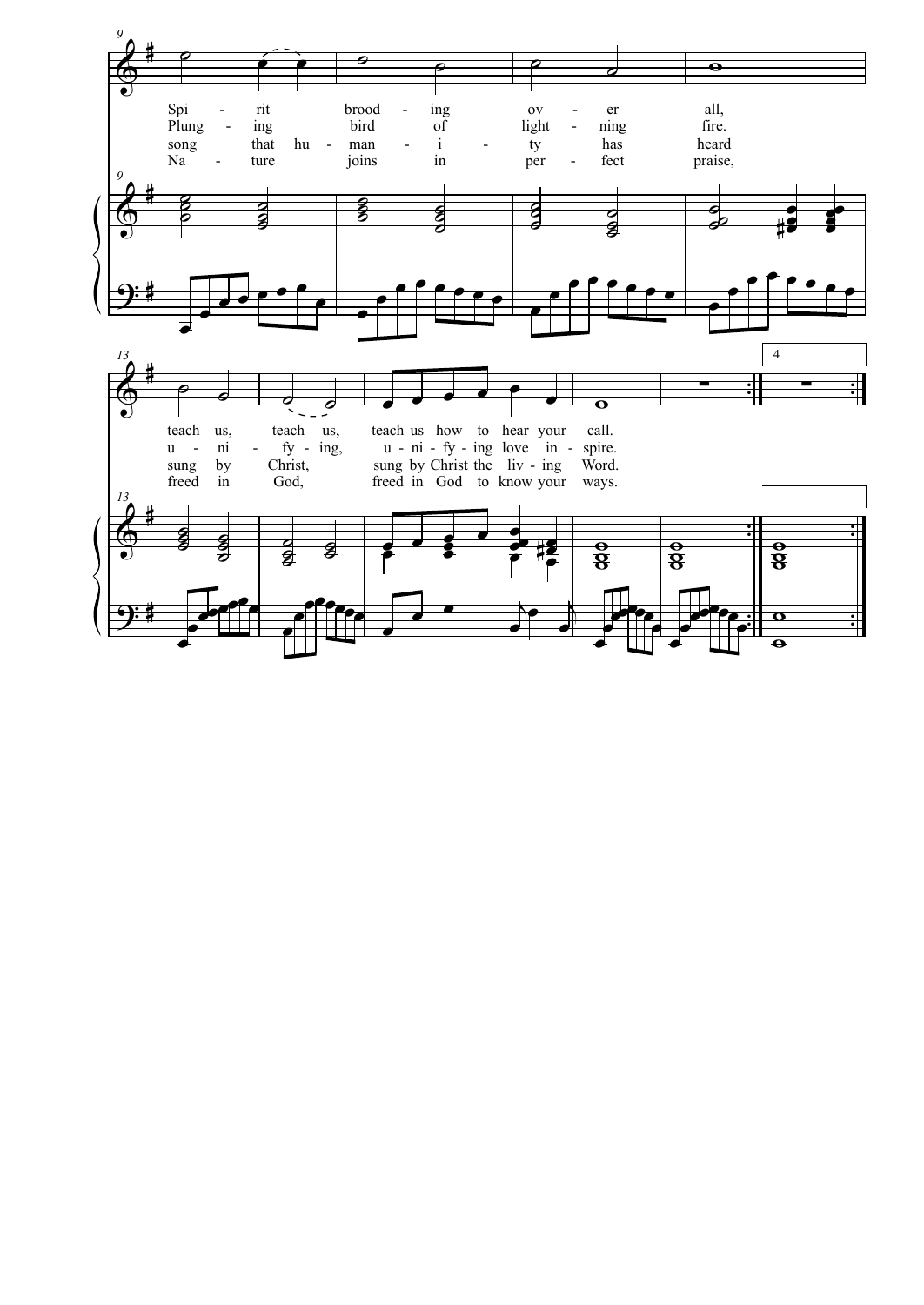9

Spi - rit brood - ing ov - er all,
Plung - ing bird of light - ning fire.
song that hu - man - i - ty has heard
Na - ture joins in per - fect praise,

13

teach us, teach us, teach us how to hear your call.
u - ni - fy - ing, u - ni - fy - ing love in - spire.
sung by Christ, sung by Christ the liv - ing Word.
freed in God, freed in God to know your ways.

4